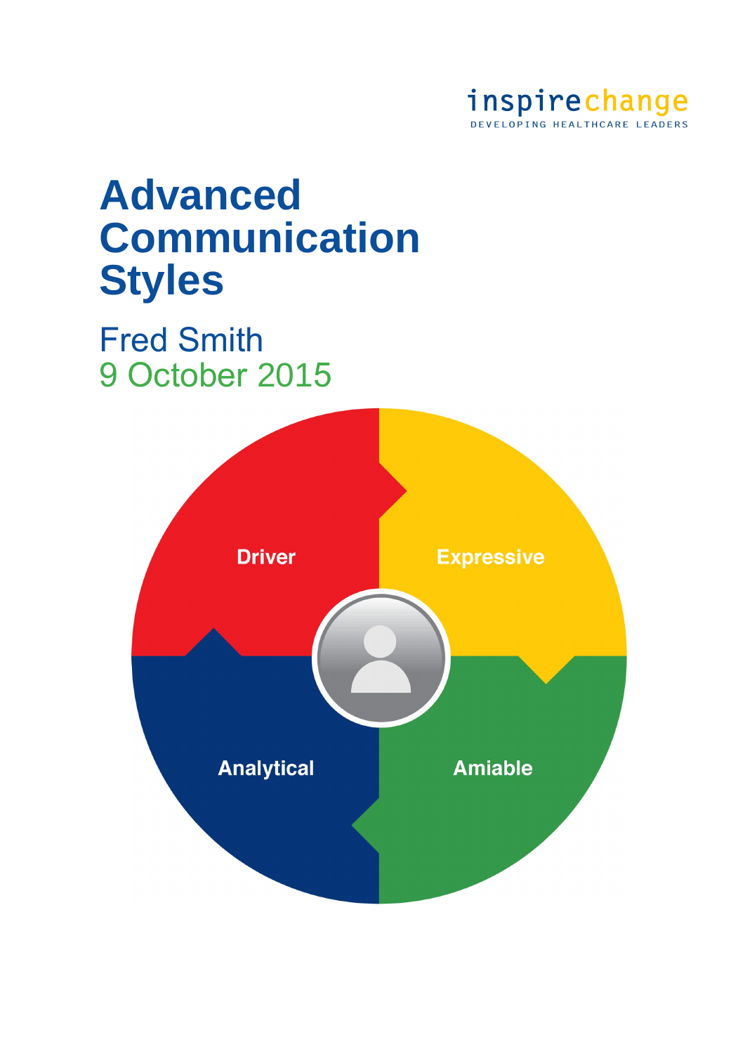inspirechange
DEVELOPING HEALTHCARE LEADERS

# Advanced Communication Styles

Fred Smith
9 October 2015

Driver

Expressive

Analytical

Amiable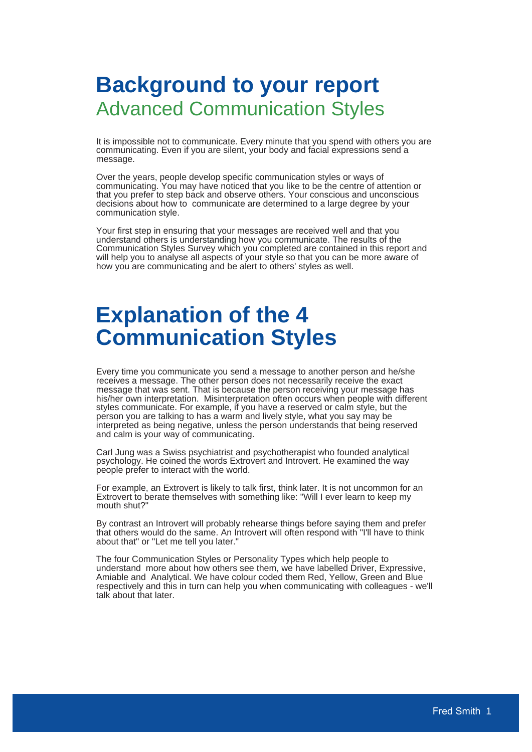# Background to your report

## Advanced Communication Styles

It is impossible not to communicate. Every minute that you spend with others you are communicating. Even if you are silent, your body and facial expressions send a message.

Over the years, people develop specific communication styles or ways of communicating. You may have noticed that you like to be the centre of attention or that you prefer to step back and observe others. Your conscious and unconscious decisions about how to communicate are determined to a large degree by your communication style.

Your first step in ensuring that your messages are received well and that you understand others is understanding how you communicate. The results of the Communication Styles Survey which you completed are contained in this report and will help you to analyse all aspects of your style so that you can be more aware of how you are communicating and be alert to others' styles as well.

# Explanation of the 4 Communication Styles

Every time you communicate you send a message to another person and he/she receives a message. The other person does not necessarily receive the exact message that was sent. That is because the person receiving your message has his/her own interpretation. Misinterpretation often occurs when people with different styles communicate. For example, if you have a reserved or calm style, but the person you are talking to has a warm and lively style, what you say may be interpreted as being negative, unless the person understands that being reserved and calm is your way of communicating.

Carl Jung was a Swiss psychiatrist and psychotherapist who founded analytical psychology. He coined the words Extrovert and Introvert. He examined the way people prefer to interact with the world.

For example, an Extrovert is likely to talk first, think later. It is not uncommon for an Extrovert to berate themselves with something like: "Will I ever learn to keep my mouth shut?"

By contrast an Introvert will probably rehearse things before saying them and prefer that others would do the same. An Introvert will often respond with "I'll have to think about that" or "Let me tell you later."

The four Communication Styles or Personality Types which help people to understand more about how others see them, we have labelled Driver, Expressive, Amiable and Analytical. We have colour coded them Red, Yellow, Green and Blue respectively and this in turn can help you when communicating with colleagues - we'll talk about that later.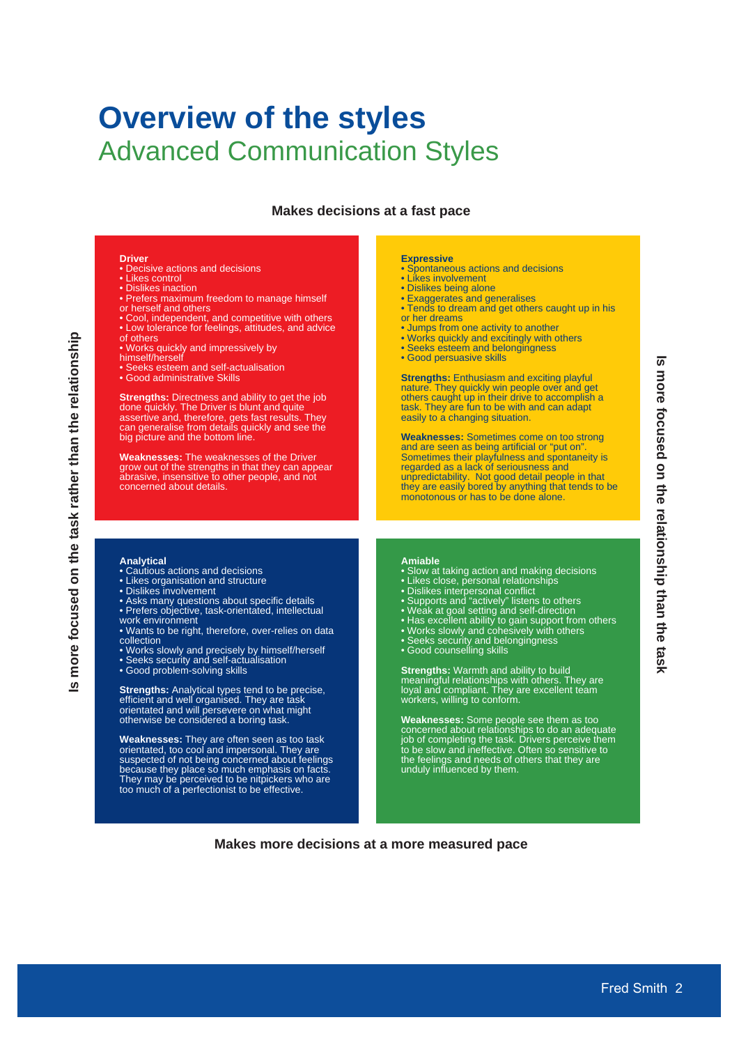# Overview of the styles

## Advanced Communication Styles

**Makes decisions at a fast pace**

**Is more focused on the task rather than the relationship**

**Is more focused on the relationship than the task**

### Driver

- Decisive actions and decisions
- Likes control
- Dislikes inaction
- Prefers maximum freedom to manage himself or herself and others
- Cool, independent, and competitive with others
- Low tolerance for feelings, attitudes, and advice of others
- Works quickly and impressively by himself/herself
- Seeks esteem and self-actualisation
- Good administrative Skills

**Strengths:** Directness and ability to get the job done quickly. The Driver is blunt and quite assertive and, therefore, gets fast results. They can generalise from details quickly and see the big picture and the bottom line.

**Weaknesses:** The weaknesses of the Driver grow out of the strengths in that they can appear abrasive, insensitive to other people, and not concerned about details.

### Expressive

- Spontaneous actions and decisions
- Likes involvement
- Dislikes being alone
- Exaggerates and generalises
- Tends to dream and get others caught up in his or her dreams
- Jumps from one activity to another
- Works quickly and excitingly with others
- Seeks esteem and belongingness
- Good persuasive skills

**Strengths:** Enthusiasm and exciting playful nature. They quickly win people over and get others caught up in their drive to accomplish a task. They are fun to be with and can adapt easily to a changing situation.

**Weaknesses:** Sometimes come on too strong and are seen as being artificial or "put on". Sometimes their playfulness and spontaneity is regarded as a lack of seriousness and unpredictability. Not good detail people in that they are easily bored by anything that tends to be monotonous or has to be done alone.

### Analytical

- Cautious actions and decisions
- Likes organisation and structure
- Dislikes involvement
- Asks many questions about specific details
- Prefers objective, task-orientated, intellectual work environment
- Wants to be right, therefore, over-relies on data collection
- Works slowly and precisely by himself/herself
- Seeks security and self-actualisation
- Good problem-solving skills

**Strengths:** Analytical types tend to be precise, efficient and well organised. They are task orientated and will persevere on what might otherwise be considered a boring task.

**Weaknesses:** They are often seen as too task orientated, too cool and impersonal. They are suspected of not being concerned about feelings because they place so much emphasis on facts. They may be perceived to be nitpickers who are too much of a perfectionist to be effective.

### Amiable

- Slow at taking action and making decisions
- Likes close, personal relationships
- Dislikes interpersonal conflict
- Supports and "actively" listens to others
- Weak at goal setting and self-direction
- Has excellent ability to gain support from others
- Works slowly and cohesively with others
- Seeks security and belongingness
- Good counselling skills

**Strengths:** Warmth and ability to build meaningful relationships with others. They are loyal and compliant. They are excellent team workers, willing to conform.

**Weaknesses:** Some people see them as too concerned about relationships to do an adequate job of completing the task. Drivers perceive them to be slow and ineffective. Often so sensitive to the feelings and needs of others that they are unduly influenced by them.

**Makes more decisions at a more measured pace**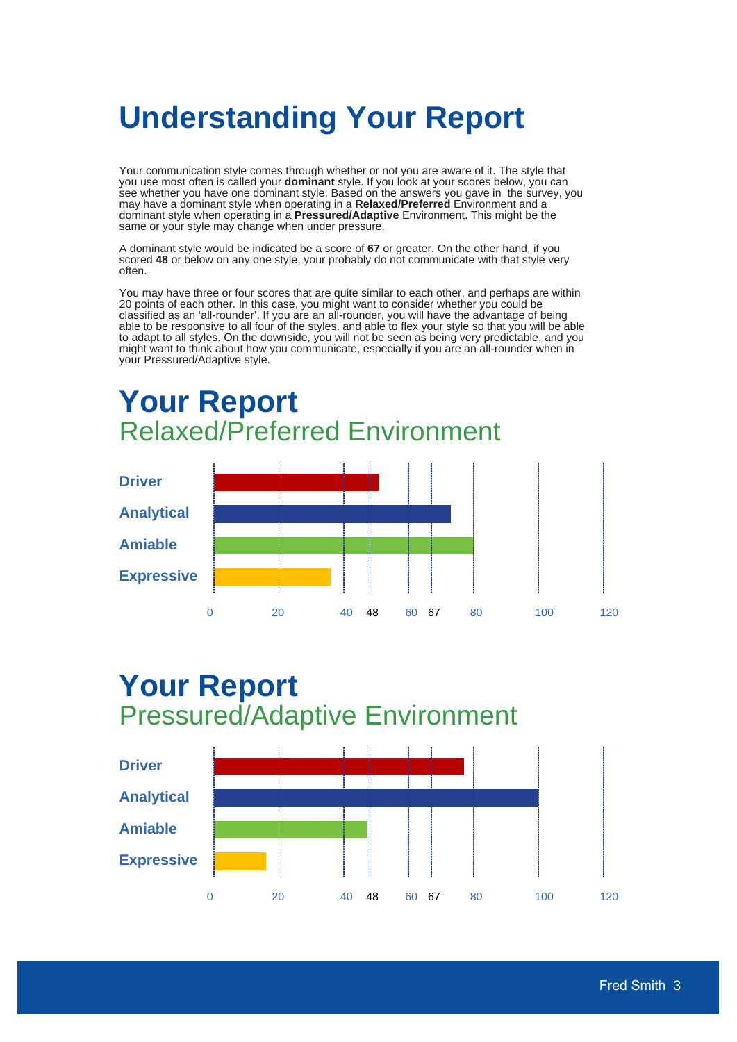# Understanding Your Report

Your communication style comes through whether or not you are aware of it. The style that you use most often is called your **dominant** style. If you look at your scores below, you can see whether you have one dominant style. Based on the answers you gave in the survey, you may have a dominant style when operating in a **Relaxed/Preferred** Environment and a dominant style when operating in a **Pressured/Adaptive** Environment. This might be the same or your style may change when under pressure.

A dominant style would be indicated be a score of **67** or greater. On the other hand, if you scored **48** or below on any one style, your probably do not communicate with that style very often.

You may have three or four scores that are quite similar to each other, and perhaps are within 20 points of each other. In this case, you might want to consider whether you could be classified as an 'all-rounder'. If you are an all-rounder, you will have the advantage of being able to be responsive to all four of the styles, and able to flex your style so that you will be able to adapt to all styles. On the downside, you will not be seen as being very predictable, and you might want to think about how you communicate, especially if you are an all-rounder when in your Pressured/Adaptive style.

# Your Report

## Relaxed/Preferred Environment

Driver

Analytical

Amiable

Expressive

0 20 40 48 60 67 80 100 120

# Your Report

## Pressured/Adaptive Environment

Driver

Analytical

Amiable

Expressive

0 20 40 48 60 67 80 100 120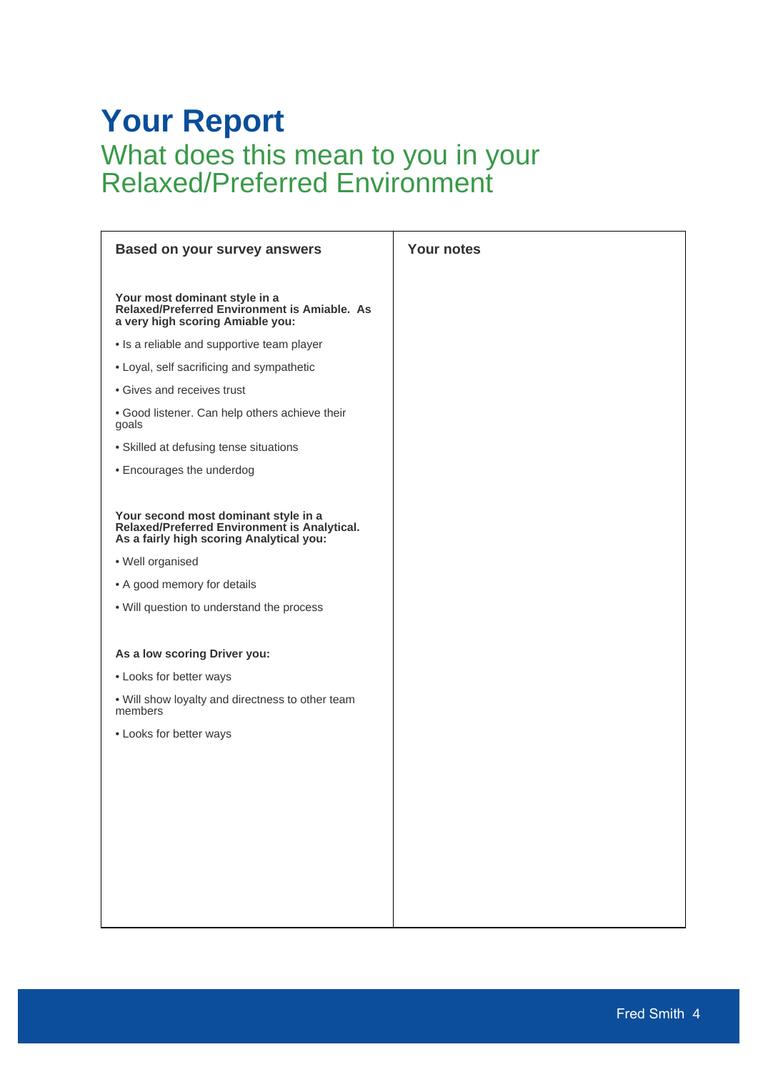# Your Report

## What does this mean to you in your Relaxed/Preferred Environment

| Based on your survey answers | Your notes |
|---|---|
| **Your most dominant style in a Relaxed/Preferred Environment is Amiable. As a very high scoring Amiable you:**<br>• Is a reliable and supportive team player<br>• Loyal, self sacrificing and sympathetic<br>• Gives and receives trust<br>• Good listener. Can help others achieve their goals<br>• Skilled at defusing tense situations<br>• Encourages the underdog<br><br>**Your second most dominant style in a Relaxed/Preferred Environment is Analytical. As a fairly high scoring Analytical you:**<br>• Well organised<br>• A good memory for details<br>• Will question to understand the process<br><br>**As a low scoring Driver you:**<br>• Looks for better ways<br>• Will show loyalty and directness to other team members<br>• Looks for better ways | |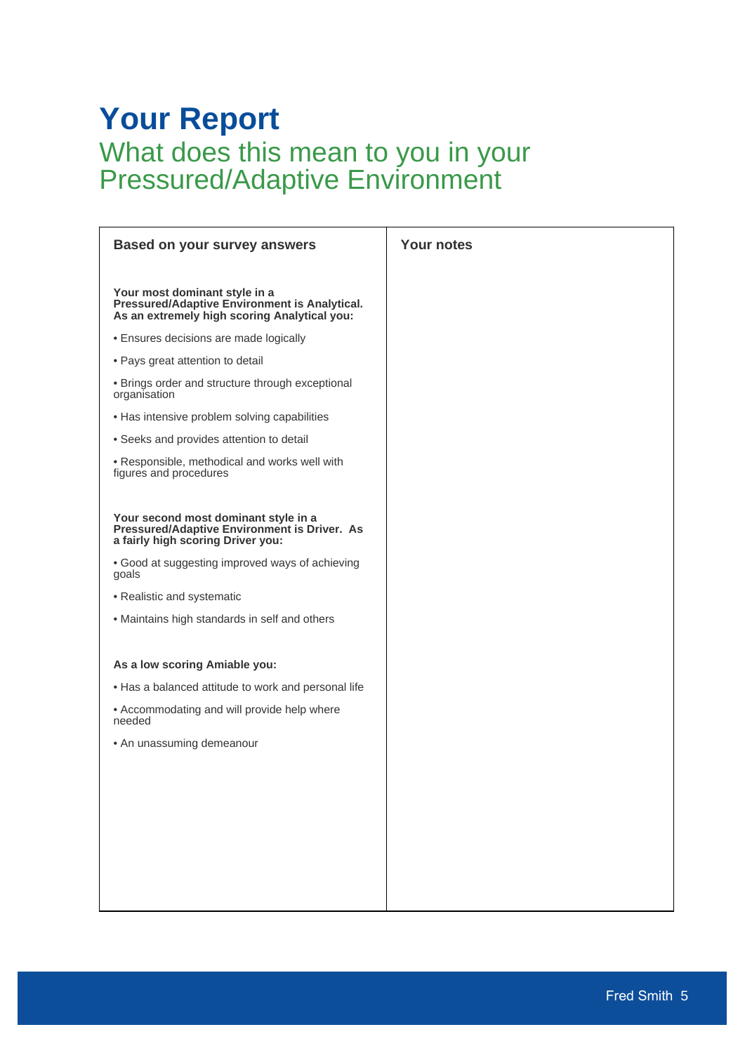# Your Report

## What does this mean to you in your Pressured/Adaptive Environment

| Based on your survey answers | Your notes |
|---|---|
| **Your most dominant style in a Pressured/Adaptive Environment is Analytical. As an extremely high scoring Analytical you:**<br><br>• Ensures decisions are made logically<br>• Pays great attention to detail<br>• Brings order and structure through exceptional organisation<br>• Has intensive problem solving capabilities<br>• Seeks and provides attention to detail<br>• Responsible, methodical and works well with figures and procedures<br><br>**Your second most dominant style in a Pressured/Adaptive Environment is Driver. As a fairly high scoring Driver you:**<br><br>• Good at suggesting improved ways of achieving goals<br>• Realistic and systematic<br>• Maintains high standards in self and others<br><br>**As a low scoring Amiable you:**<br><br>• Has a balanced attitude to work and personal life<br>• Accommodating and will provide help where needed<br>• An unassuming demeanour | |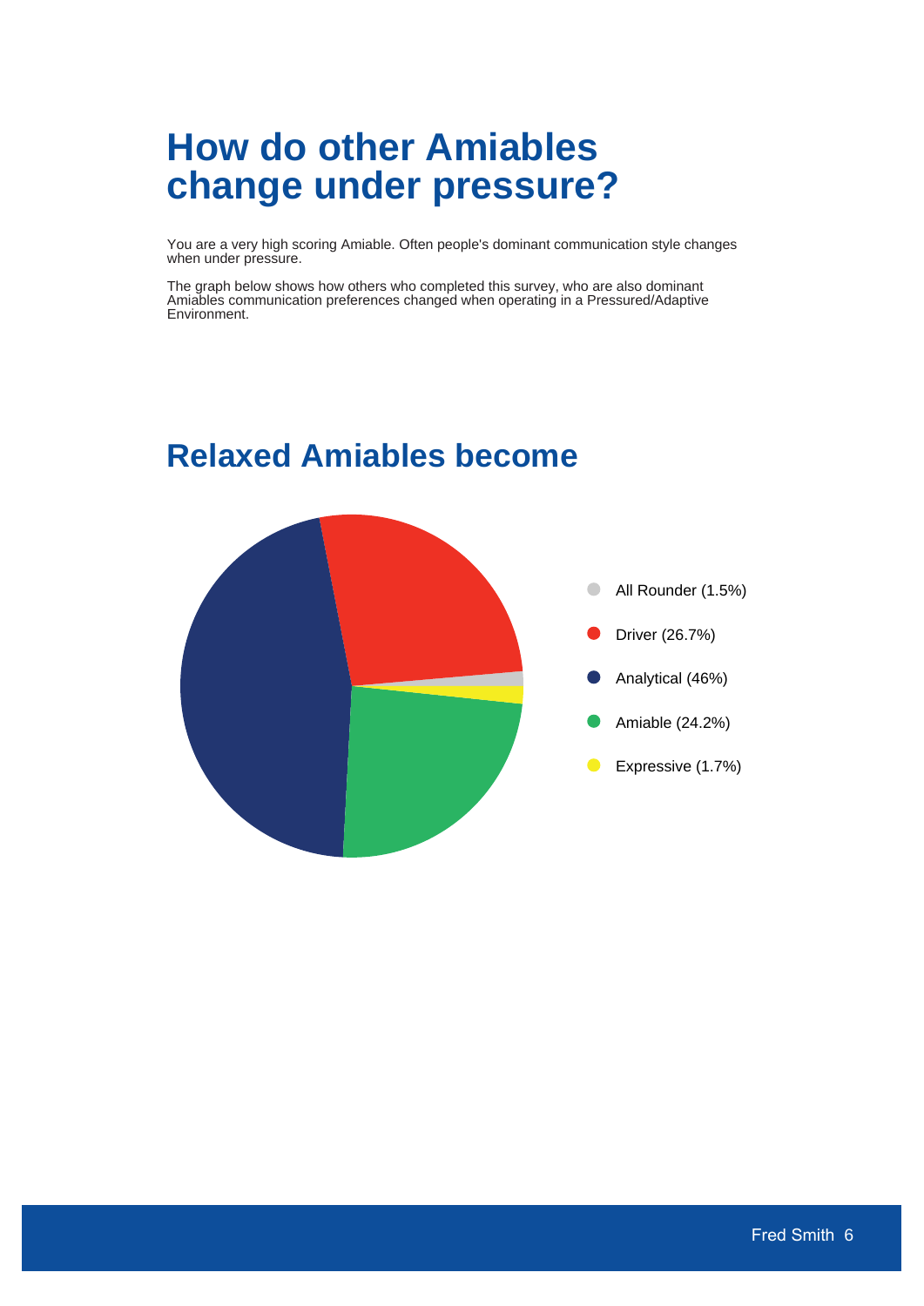# How do other Amiables change under pressure?

You are a very high scoring Amiable. Often people's dominant communication style changes when under pressure.

The graph below shows how others who completed this survey, who are also dominant Amiables communication preferences changed when operating in a Pressured/Adaptive Environment.

## Relaxed Amiables become

- All Rounder (1.5%)
- Driver (26.7%)
- Analytical (46%)
- Amiable (24.2%)
- Expressive (1.7%)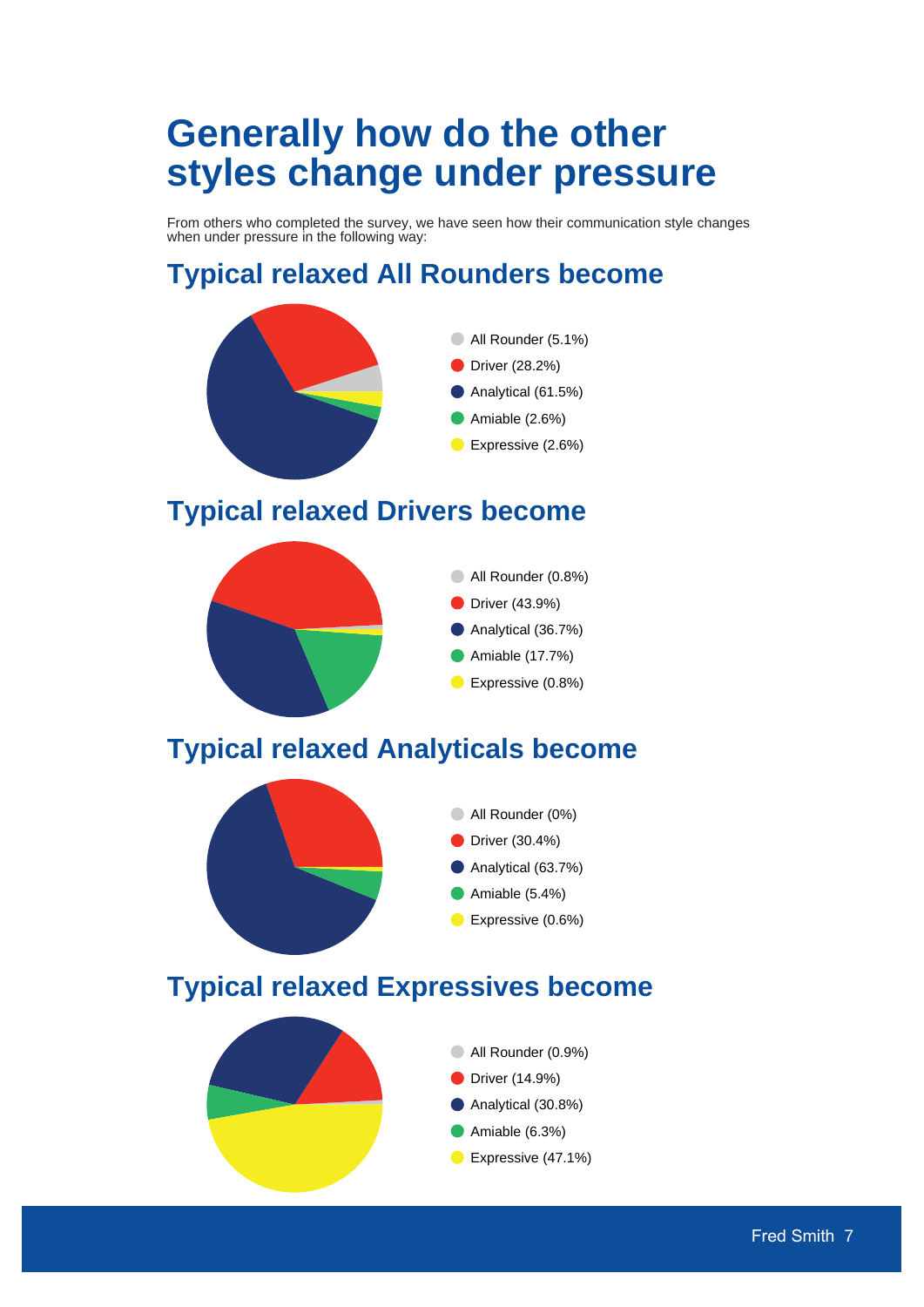# Generally how do the other styles change under pressure

From others who completed the survey, we have seen how their communication style changes when under pressure in the following way:

## Typical relaxed All Rounders become

- All Rounder (5.1%)
- Driver (28.2%)
- Analytical (61.5%)
- Amiable (2.6%)
- Expressive (2.6%)

## Typical relaxed Drivers become

- All Rounder (0.8%)
- Driver (43.9%)
- Analytical (36.7%)
- Amiable (17.7%)
- Expressive (0.8%)

## Typical relaxed Analyticals become

- All Rounder (0%)
- Driver (30.4%)
- Analytical (63.7%)
- Amiable (5.4%)
- Expressive (0.6%)

## Typical relaxed Expressives become

- All Rounder (0.9%)
- Driver (14.9%)
- Analytical (30.8%)
- Amiable (6.3%)
- Expressive (47.1%)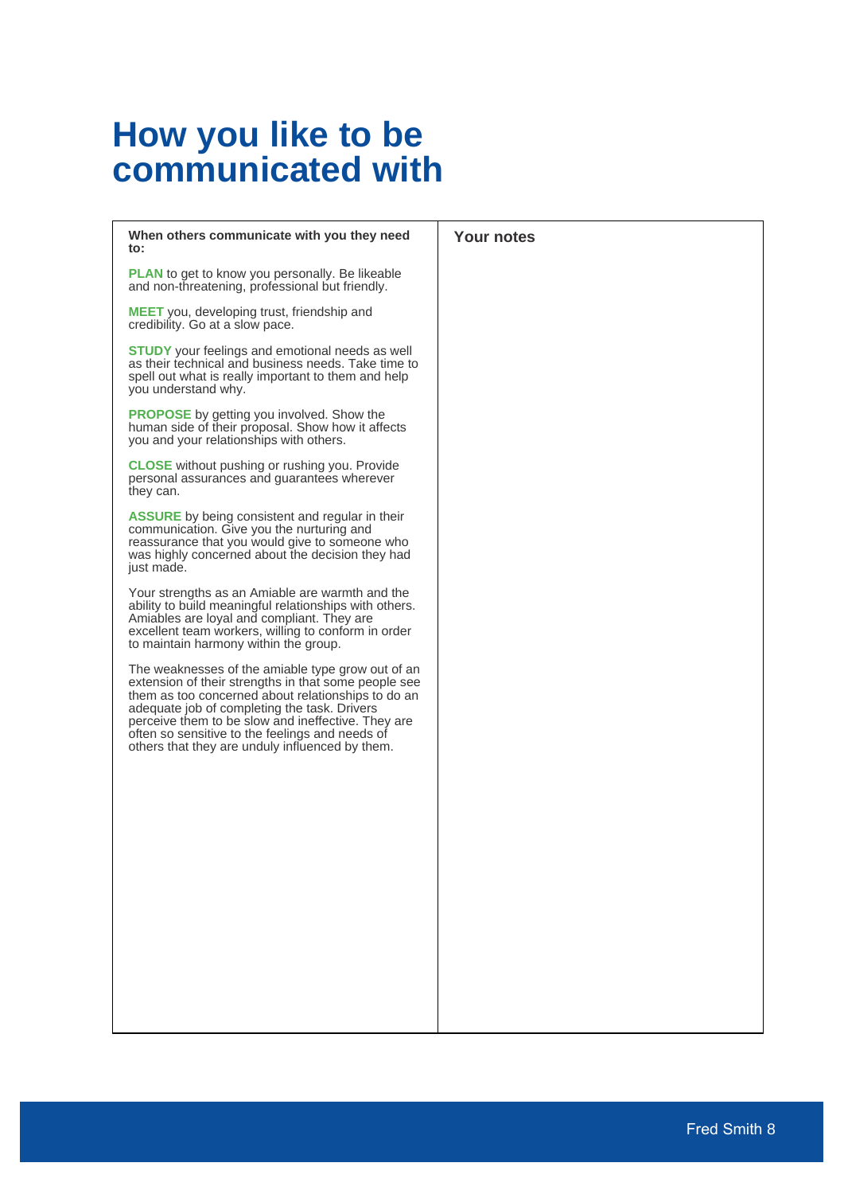# How you like to be communicated with

**When others communicate with you they need to:**

**PLAN** to get to know you personally. Be likeable and non-threatening, professional but friendly.

**MEET** you, developing trust, friendship and credibility. Go at a slow pace.

**STUDY** your feelings and emotional needs as well as their technical and business needs. Take time to spell out what is really important to them and help you understand why.

**PROPOSE** by getting you involved. Show the human side of their proposal. Show how it affects you and your relationships with others.

**CLOSE** without pushing or rushing you. Provide personal assurances and guarantees wherever they can.

**ASSURE** by being consistent and regular in their communication. Give you the nurturing and reassurance that you would give to someone who was highly concerned about the decision they had just made.

Your strengths as an Amiable are warmth and the ability to build meaningful relationships with others. Amiables are loyal and compliant. They are excellent team workers, willing to conform in order to maintain harmony within the group.

The weaknesses of the amiable type grow out of an extension of their strengths in that some people see them as too concerned about relationships to do an adequate job of completing the task. Drivers perceive them to be slow and ineffective. They are often so sensitive to the feelings and needs of others that they are unduly influenced by them.

**Your notes**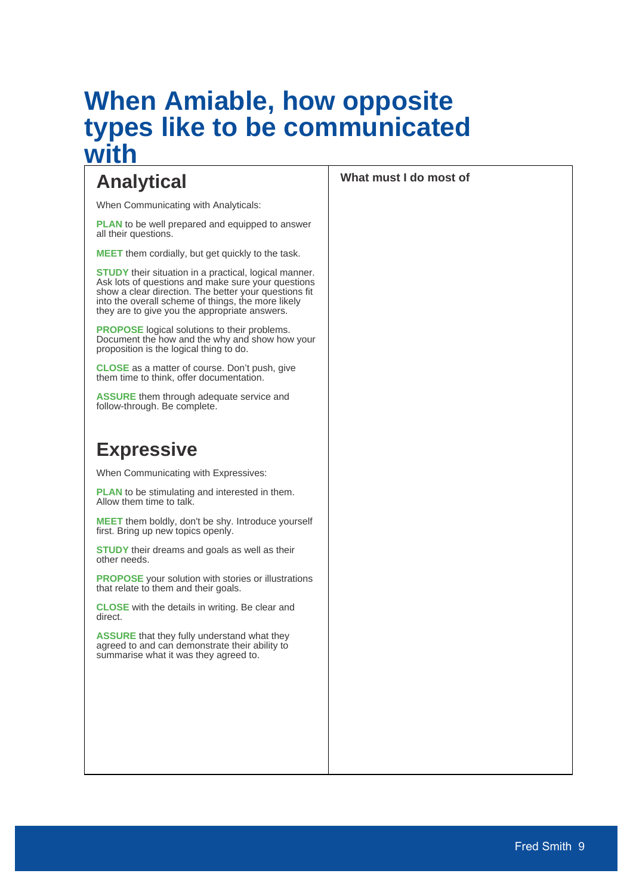# When Amiable, how opposite types like to be communicated with

| Analytical / Expressive | What must I do most of |
|---|---|
| <br> |  |

## Analytical

When Communicating with Analyticals:

**PLAN** to be well prepared and equipped to answer all their questions.

**MEET** them cordially, but get quickly to the task.

**STUDY** their situation in a practical, logical manner. Ask lots of questions and make sure your questions show a clear direction. The better your questions fit into the overall scheme of things, the more likely they are to give you the appropriate answers.

**PROPOSE** logical solutions to their problems. Document the how and the why and show how your proposition is the logical thing to do.

**CLOSE** as a matter of course. Don't push, give them time to think, offer documentation.

**ASSURE** them through adequate service and follow-through. Be complete.

## Expressive

When Communicating with Expressives:

**PLAN** to be stimulating and interested in them. Allow them time to talk.

**MEET** them boldly, don't be shy. Introduce yourself first. Bring up new topics openly.

**STUDY** their dreams and goals as well as their other needs.

**PROPOSE** your solution with stories or illustrations that relate to them and their goals.

**CLOSE** with the details in writing. Be clear and direct.

**ASSURE** that they fully understand what they agreed to and can demonstrate their ability to summarise what it was they agreed to.

**What must I do most of**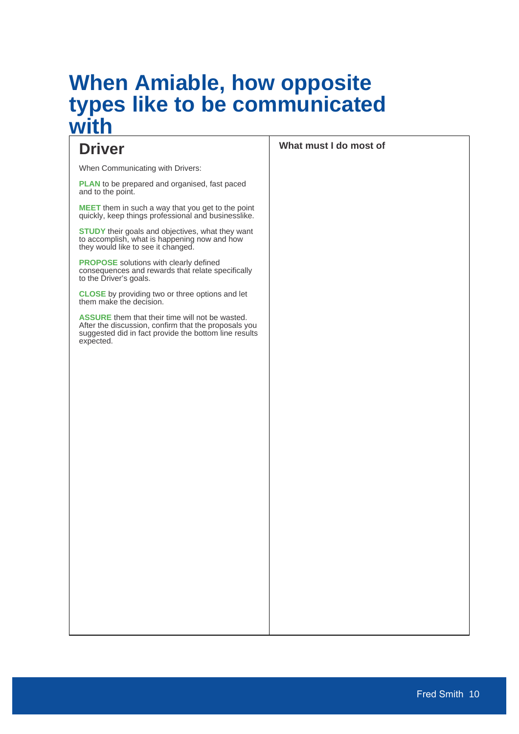# When Amiable, how opposite types like to be communicated with

| Driver | What must I do most of |
|---|---|
| When Communicating with Drivers:<br><br>**PLAN** to be prepared and organised, fast paced and to the point.<br><br>**MEET** them in such a way that you get to the point quickly, keep things professional and businesslike.<br><br>**STUDY** their goals and objectives, what they want to accomplish, what is happening now and how they would like to see it changed.<br><br>**PROPOSE** solutions with clearly defined consequences and rewards that relate specifically to the Driver's goals.<br><br>**CLOSE** by providing two or three options and let them make the decision.<br><br>**ASSURE** them that their time will not be wasted. After the discussion, confirm that the proposals you suggested did in fact provide the bottom line results expected. | |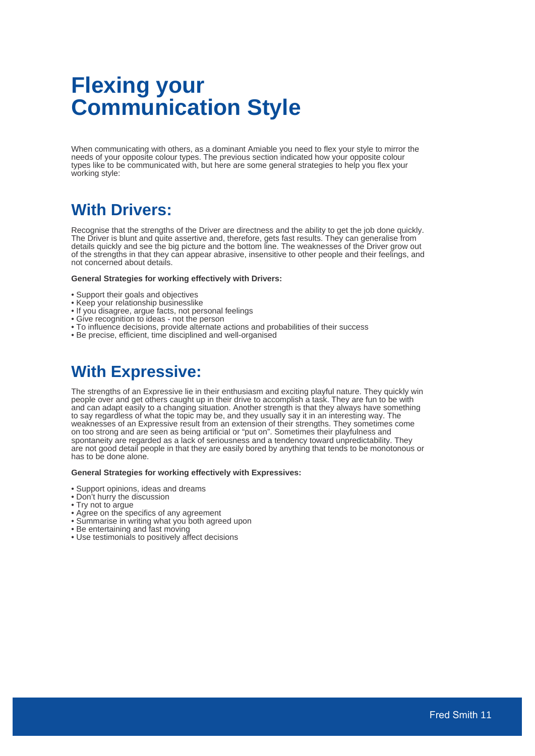# Flexing your Communication Style

When communicating with others, as a dominant Amiable you need to flex your style to mirror the needs of your opposite colour types. The previous section indicated how your opposite colour types like to be communicated with, but here are some general strategies to help you flex your working style:

## With Drivers:

Recognise that the strengths of the Driver are directness and the ability to get the job done quickly. The Driver is blunt and quite assertive and, therefore, gets fast results. They can generalise from details quickly and see the big picture and the bottom line. The weaknesses of the Driver grow out of the strengths in that they can appear abrasive, insensitive to other people and their feelings, and not concerned about details.

**General Strategies for working effectively with Drivers:**

- Support their goals and objectives
- Keep your relationship businesslike
- If you disagree, argue facts, not personal feelings
- Give recognition to ideas - not the person
- To influence decisions, provide alternate actions and probabilities of their success
- Be precise, efficient, time disciplined and well-organised

## With Expressive:

The strengths of an Expressive lie in their enthusiasm and exciting playful nature. They quickly win people over and get others caught up in their drive to accomplish a task. They are fun to be with and can adapt easily to a changing situation. Another strength is that they always have something to say regardless of what the topic may be, and they usually say it in an interesting way. The weaknesses of an Expressive result from an extension of their strengths. They sometimes come on too strong and are seen as being artificial or "put on". Sometimes their playfulness and spontaneity are regarded as a lack of seriousness and a tendency toward unpredictability. They are not good detail people in that they are easily bored by anything that tends to be monotonous or has to be done alone.

**General Strategies for working effectively with Expressives:**

- Support opinions, ideas and dreams
- Don't hurry the discussion
- Try not to argue
- Agree on the specifics of any agreement
- Summarise in writing what you both agreed upon
- Be entertaining and fast moving
- Use testimonials to positively affect decisions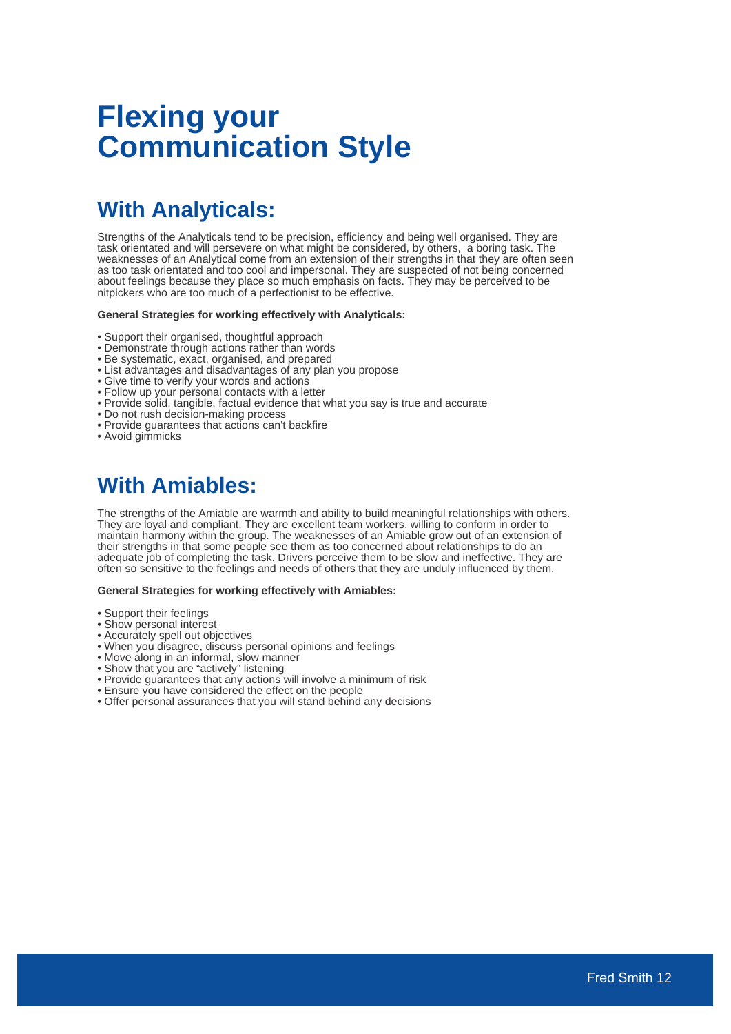# Flexing your Communication Style

## With Analyticals:

Strengths of the Analyticals tend to be precision, efficiency and being well organised. They are task orientated and will persevere on what might be considered, by others, a boring task. The weaknesses of an Analytical come from an extension of their strengths in that they are often seen as too task orientated and too cool and impersonal. They are suspected of not being concerned about feelings because they place so much emphasis on facts. They may be perceived to be nitpickers who are too much of a perfectionist to be effective.

**General Strategies for working effectively with Analyticals:**

- Support their organised, thoughtful approach
- Demonstrate through actions rather than words
- Be systematic, exact, organised, and prepared
- List advantages and disadvantages of any plan you propose
- Give time to verify your words and actions
- Follow up your personal contacts with a letter
- Provide solid, tangible, factual evidence that what you say is true and accurate
- Do not rush decision-making process
- Provide guarantees that actions can't backfire
- Avoid gimmicks

## With Amiables:

The strengths of the Amiable are warmth and ability to build meaningful relationships with others. They are loyal and compliant. They are excellent team workers, willing to conform in order to maintain harmony within the group. The weaknesses of an Amiable grow out of an extension of their strengths in that some people see them as too concerned about relationships to do an adequate job of completing the task. Drivers perceive them to be slow and ineffective. They are often so sensitive to the feelings and needs of others that they are unduly influenced by them.

**General Strategies for working effectively with Amiables:**

- Support their feelings
- Show personal interest
- Accurately spell out objectives
- When you disagree, discuss personal opinions and feelings
- Move along in an informal, slow manner
- Show that you are "actively" listening
- Provide guarantees that any actions will involve a minimum of risk
- Ensure you have considered the effect on the people
- Offer personal assurances that you will stand behind any decisions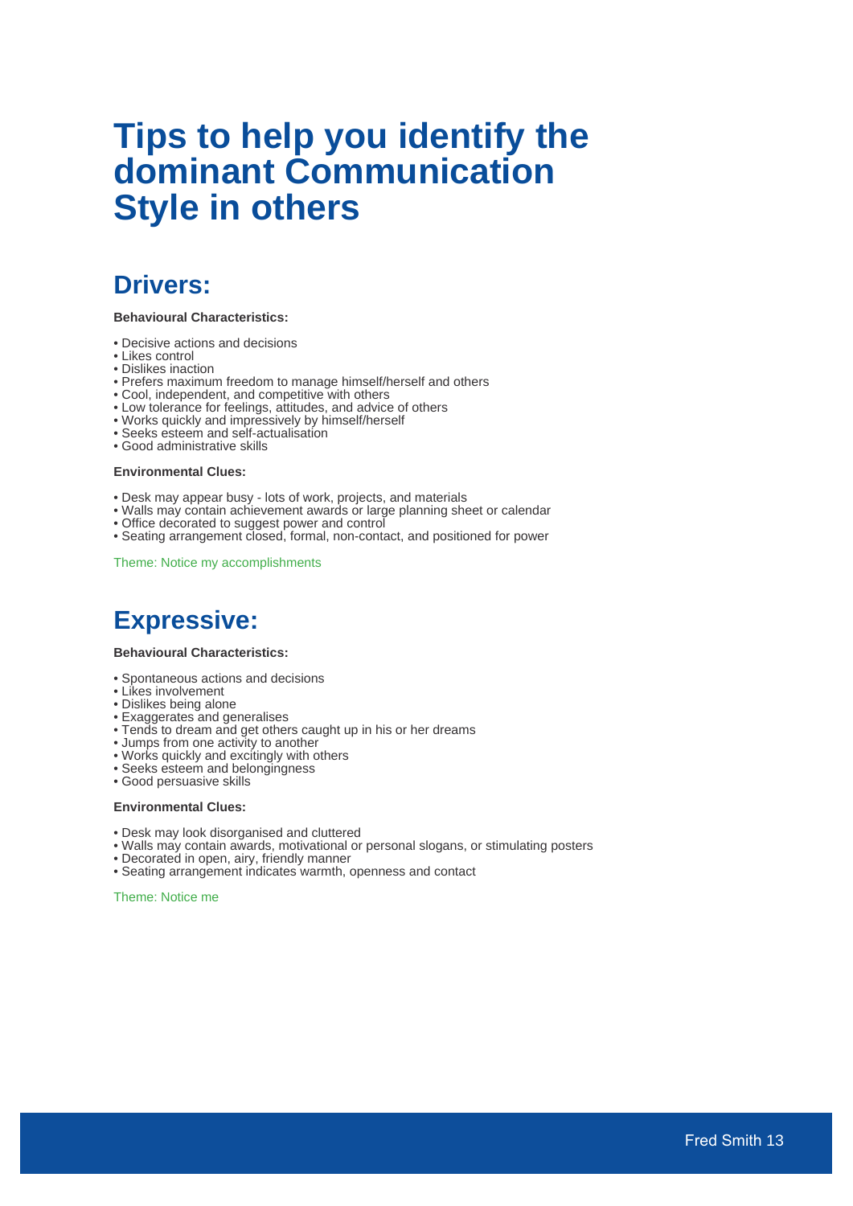# Tips to help you identify the dominant Communication Style in others

## Drivers:

**Behavioural Characteristics:**

- Decisive actions and decisions
- Likes control
- Dislikes inaction
- Prefers maximum freedom to manage himself/herself and others
- Cool, independent, and competitive with others
- Low tolerance for feelings, attitudes, and advice of others
- Works quickly and impressively by himself/herself
- Seeks esteem and self-actualisation
- Good administrative skills

**Environmental Clues:**

- Desk may appear busy - lots of work, projects, and materials
- Walls may contain achievement awards or large planning sheet or calendar
- Office decorated to suggest power and control
- Seating arrangement closed, formal, non-contact, and positioned for power

Theme: Notice my accomplishments

## Expressive:

**Behavioural Characteristics:**

- Spontaneous actions and decisions
- Likes involvement
- Dislikes being alone
- Exaggerates and generalises
- Tends to dream and get others caught up in his or her dreams
- Jumps from one activity to another
- Works quickly and excitingly with others
- Seeks esteem and belongingness
- Good persuasive skills

**Environmental Clues:**

- Desk may look disorganised and cluttered
- Walls may contain awards, motivational or personal slogans, or stimulating posters
- Decorated in open, airy, friendly manner
- Seating arrangement indicates warmth, openness and contact

Theme: Notice me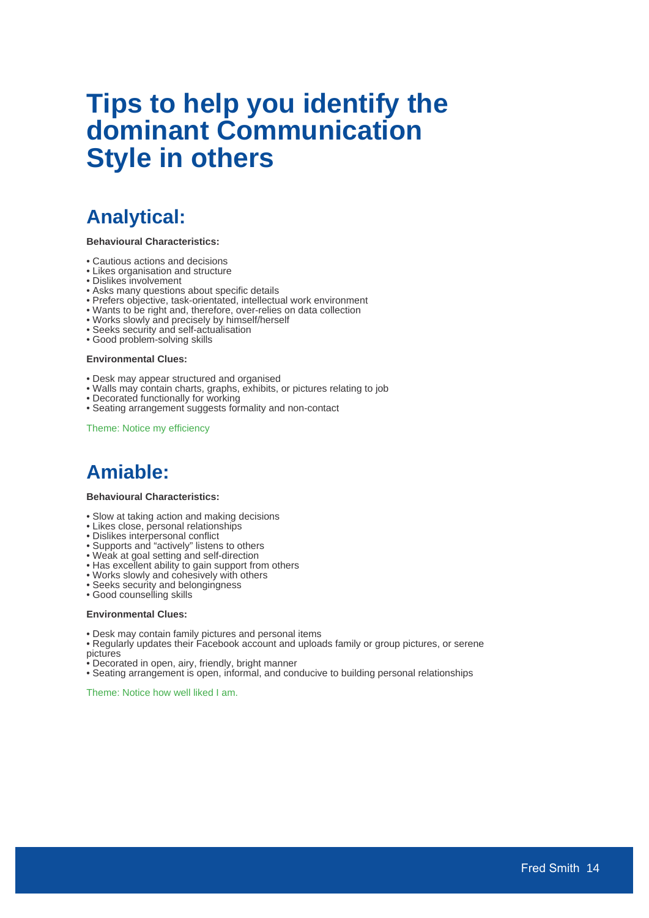# Tips to help you identify the dominant Communication Style in others

## Analytical:

**Behavioural Characteristics:**

- Cautious actions and decisions
- Likes organisation and structure
- Dislikes involvement
- Asks many questions about specific details
- Prefers objective, task-orientated, intellectual work environment
- Wants to be right and, therefore, over-relies on data collection
- Works slowly and precisely by himself/herself
- Seeks security and self-actualisation
- Good problem-solving skills

**Environmental Clues:**

- Desk may appear structured and organised
- Walls may contain charts, graphs, exhibits, or pictures relating to job
- Decorated functionally for working
- Seating arrangement suggests formality and non-contact

Theme: Notice my efficiency

## Amiable:

**Behavioural Characteristics:**

- Slow at taking action and making decisions
- Likes close, personal relationships
- Dislikes interpersonal conflict
- Supports and "actively" listens to others
- Weak at goal setting and self-direction
- Has excellent ability to gain support from others
- Works slowly and cohesively with others
- Seeks security and belongingness
- Good counselling skills

**Environmental Clues:**

- Desk may contain family pictures and personal items
- Regularly updates their Facebook account and uploads family or group pictures, or serene pictures
- Decorated in open, airy, friendly, bright manner
- Seating arrangement is open, informal, and conducive to building personal relationships

Theme: Notice how well liked I am.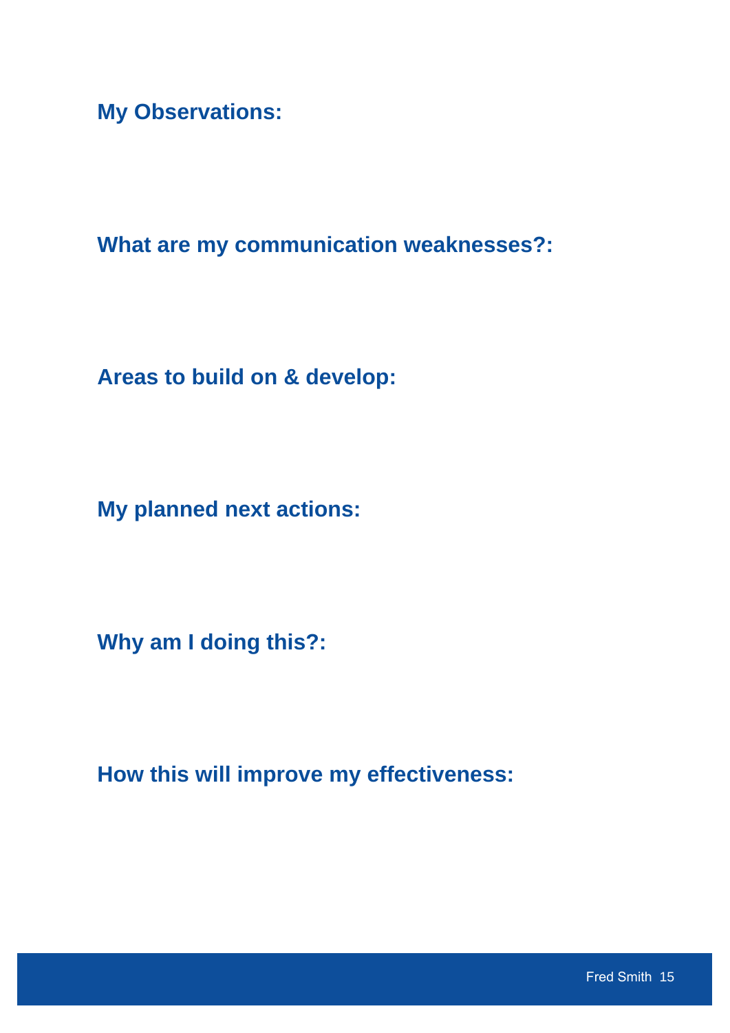**My Observations:**

**What are my communication weaknesses?:**

**Areas to build on & develop:**

**My planned next actions:**

**Why am I doing this?:**

**How this will improve my effectiveness:**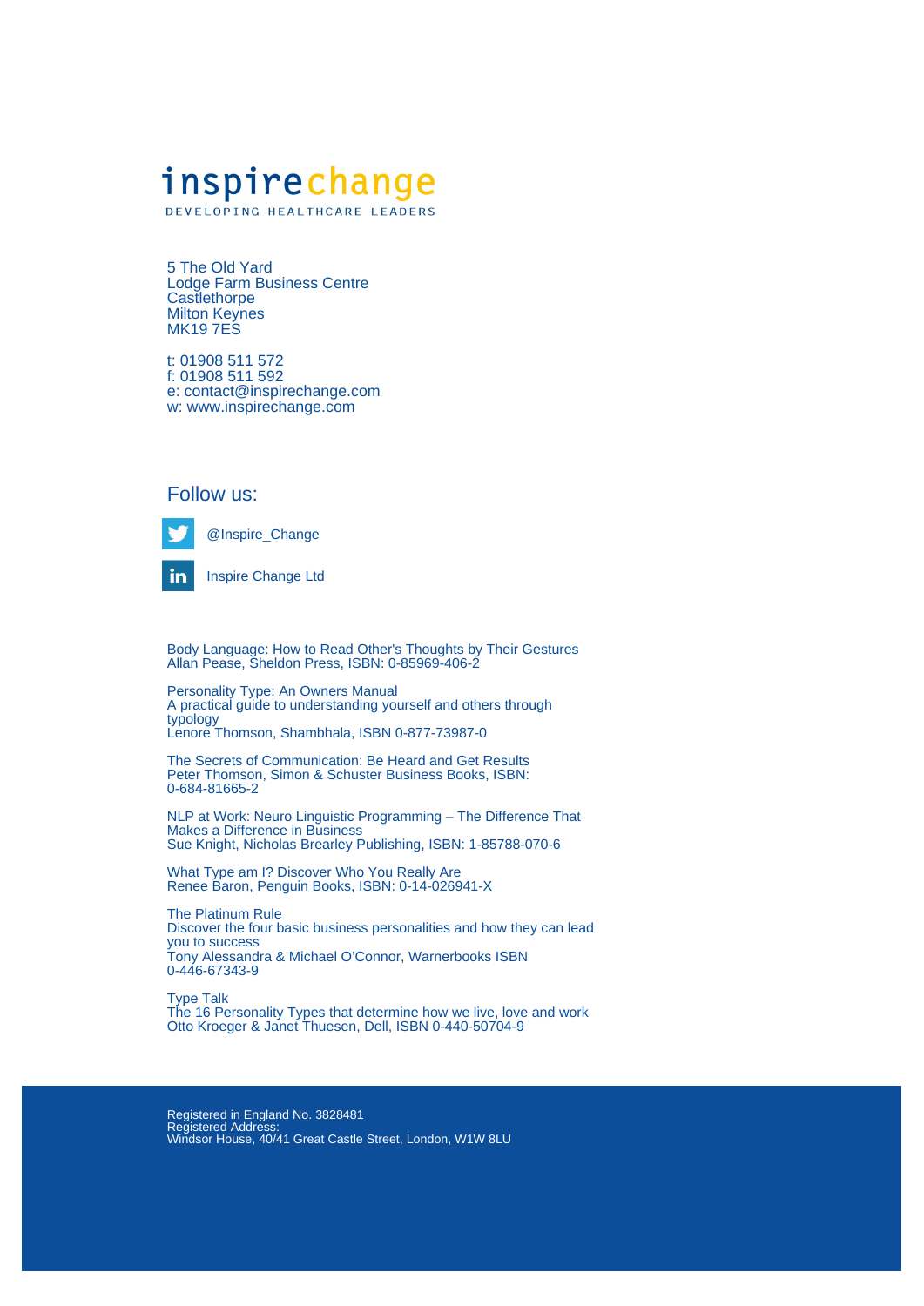inspirechange

DEVELOPING HEALTHCARE LEADERS

5 The Old Yard
Lodge Farm Business Centre
Castlethorpe
Milton Keynes
MK19 7ES

t: 01908 511 572
f: 01908 511 592
e: contact@inspirechange.com
w: www.inspirechange.com

Follow us:

@Inspire_Change

Inspire Change Ltd

Body Language: How to Read Other's Thoughts by Their Gestures
Allan Pease, Sheldon Press, ISBN: 0-85969-406-2

Personality Type: An Owners Manual
A practical guide to understanding yourself and others through typology
Lenore Thomson, Shambhala, ISBN 0-877-73987-0

The Secrets of Communication: Be Heard and Get Results
Peter Thomson, Simon & Schuster Business Books, ISBN: 0-684-81665-2

NLP at Work: Neuro Linguistic Programming – The Difference That Makes a Difference in Business
Sue Knight, Nicholas Brearley Publishing, ISBN: 1-85788-070-6

What Type am I? Discover Who You Really Are
Renee Baron, Penguin Books, ISBN: 0-14-026941-X

The Platinum Rule
Discover the four basic business personalities and how they can lead you to success
Tony Alessandra & Michael O'Connor, Warnerbooks ISBN 0-446-67343-9

Type Talk
The 16 Personality Types that determine how we live, love and work
Otto Kroeger & Janet Thuesen, Dell, ISBN 0-440-50704-9

Registered in England No. 3828481
Registered Address:
Windsor House, 40/41 Great Castle Street, London, W1W 8LU